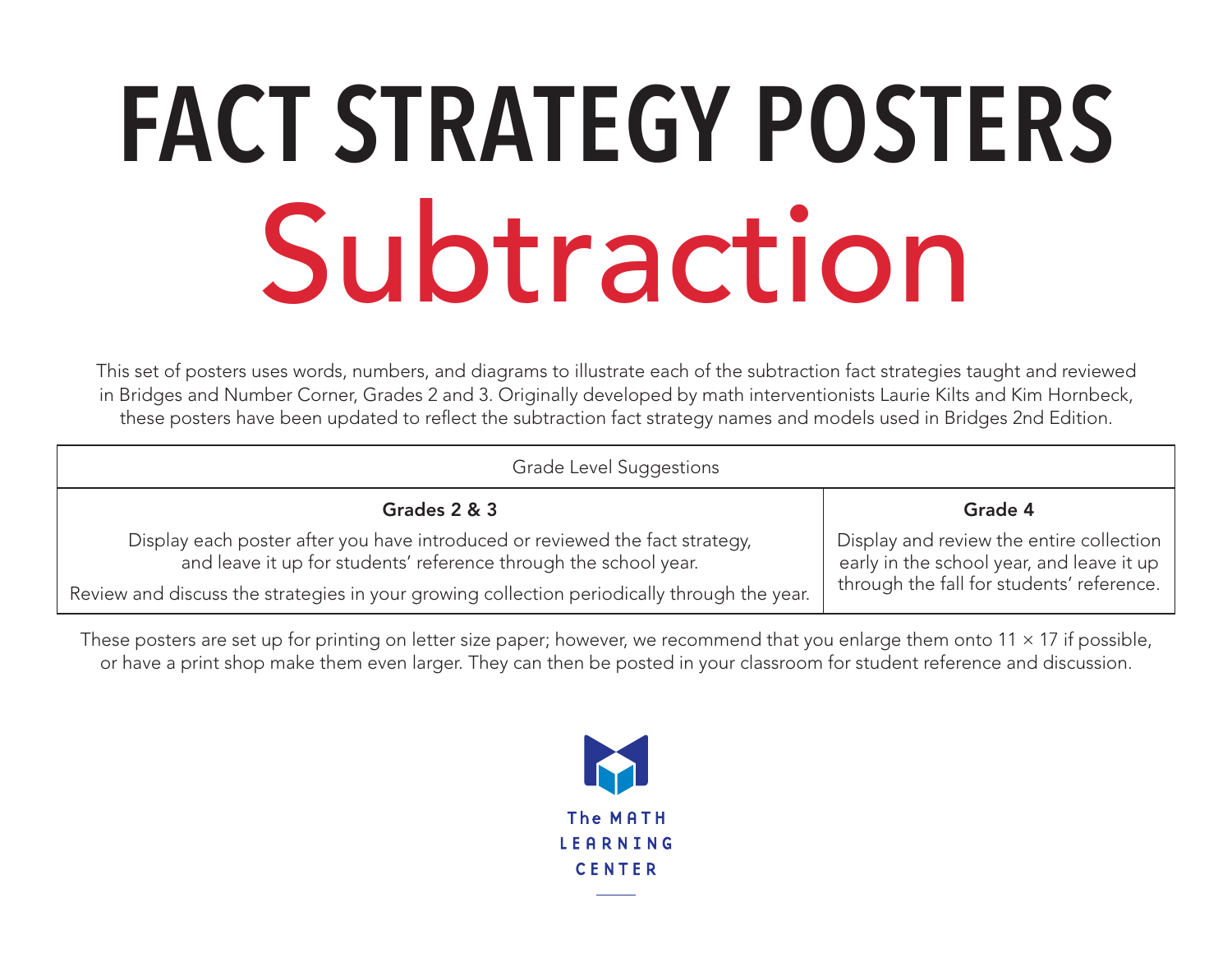# FACT STRATEGY POSTERS

# Subtraction

This set of posters uses words, numbers, and diagrams to illustrate each of the subtraction fact strategies taught and reviewed in Bridges and Number Corner, Grades 2 and 3. Originally developed by math interventionists Laurie Kilts and Kim Hornbeck, these posters have been updated to reflect the subtraction fact strategy names and models used in Bridges 2nd Edition.

| Grade Level Suggestions | |
|---|---|
| **Grades 2 & 3** | **Grade 4** |
| Display each poster after you have introduced or reviewed the fact strategy, and leave it up for students' reference through the school year. Review and discuss the strategies in your growing collection periodically through the year. | Display and review the entire collection early in the school year, and leave it up through the fall for students' reference. |

These posters are set up for printing on letter size paper; however, we recommend that you enlarge them onto 11 × 17 if possible, or have a print shop make them even larger. They can then be posted in your classroom for student reference and discussion.

The MATH LEARNING CENTER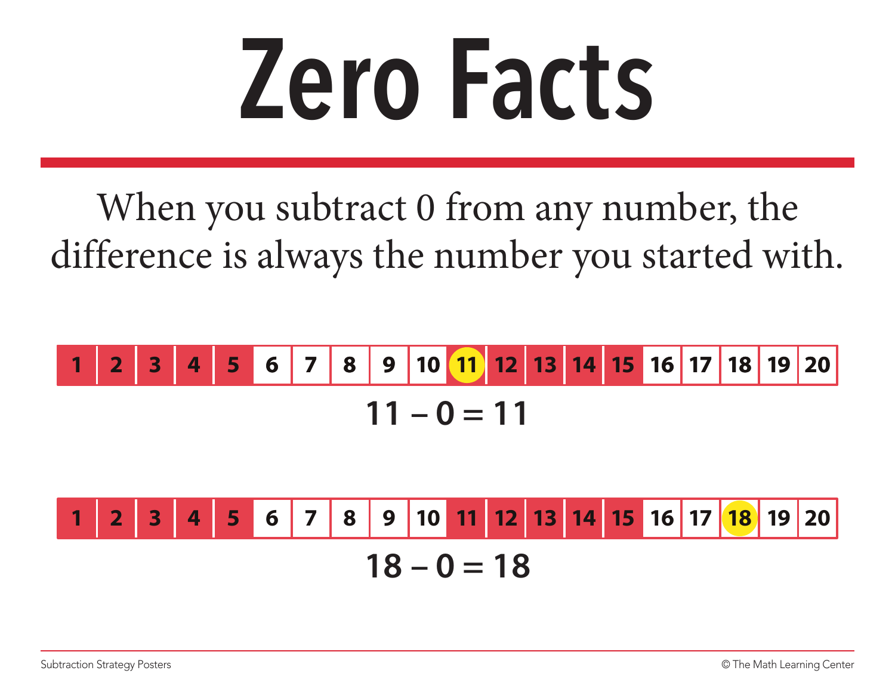# Zero Facts

When you subtract 0 from any number, the difference is always the number you started with.

| 1 | 2 | 3 | 4 | 5 | 6 | 7 | 8 | 9 | 10 | 11 | 12 | 13 | 14 | 15 | 16 | 17 | 18 | 19 | 20 |
|---|---|---|---|---|---|---|---|---|---|---|---|---|---|---|---|---|---|---|---|

$$11 - 0 = 11$$

| 1 | 2 | 3 | 4 | 5 | 6 | 7 | 8 | 9 | 10 | 11 | 12 | 13 | 14 | 15 | 16 | 17 | 18 | 19 | 20 |
|---|---|---|---|---|---|---|---|---|---|---|---|---|---|---|---|---|---|---|---|

$$18 - 0 = 18$$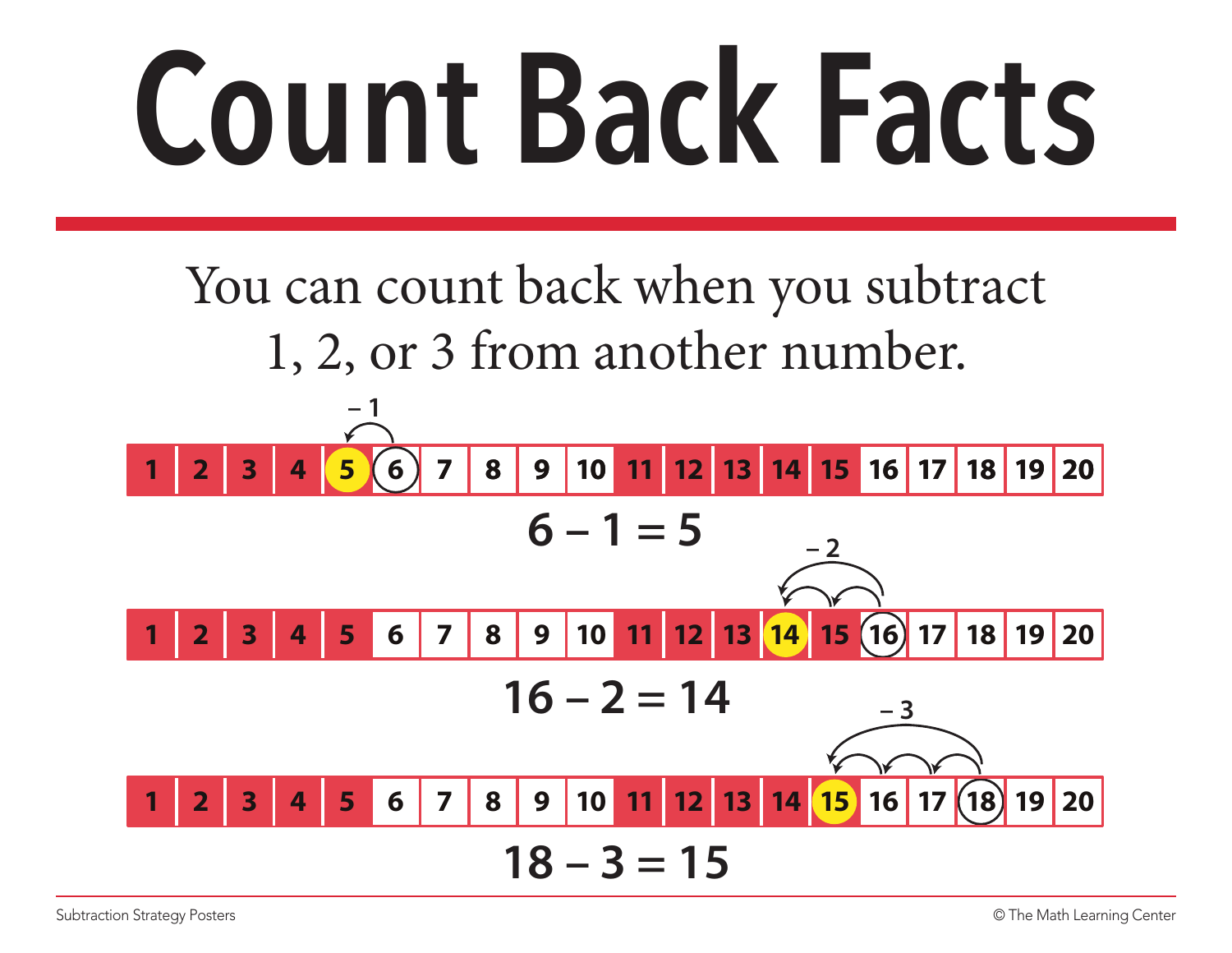# Count Back Facts

You can count back when you subtract 1, 2, or 3 from another number.

– 1

| 1 | 2 | 3 | 4 | 5 | 6 | 7 | 8 | 9 | 10 | 11 | 12 | 13 | 14 | 15 | 16 | 17 | 18 | 19 | 20 |
|---|---|---|---|---|---|---|---|---|---|---|---|---|---|---|---|---|---|---|---|

$$6 - 1 = 5$$

– 2

| 1 | 2 | 3 | 4 | 5 | 6 | 7 | 8 | 9 | 10 | 11 | 12 | 13 | 14 | 15 | 16 | 17 | 18 | 19 | 20 |
|---|---|---|---|---|---|---|---|---|---|---|---|---|---|---|---|---|---|---|---|

$$16 - 2 = 14$$

– 3

| 1 | 2 | 3 | 4 | 5 | 6 | 7 | 8 | 9 | 10 | 11 | 12 | 13 | 14 | 15 | 16 | 17 | 18 | 19 | 20 |
|---|---|---|---|---|---|---|---|---|---|---|---|---|---|---|---|---|---|---|---|

$$18 - 3 = 15$$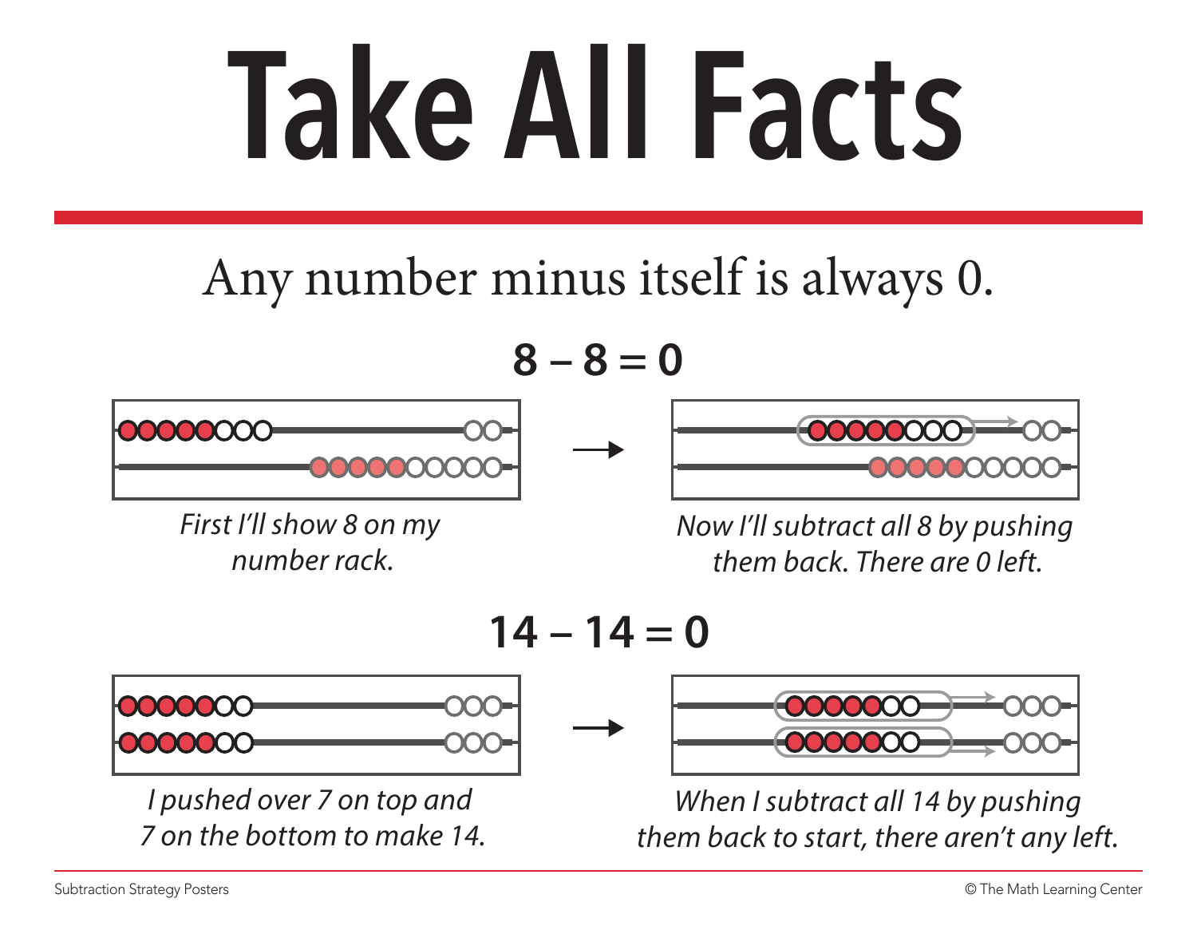# Take All Facts

Any number minus itself is always 0.

**8 – 8 = 0**

*First I'll show 8 on my number rack.*

*Now I'll subtract all 8 by pushing them back. There are 0 left.*

**14 – 14 = 0**

*I pushed over 7 on top and 7 on the bottom to make 14.*

*When I subtract all 14 by pushing them back to start, there aren't any left.*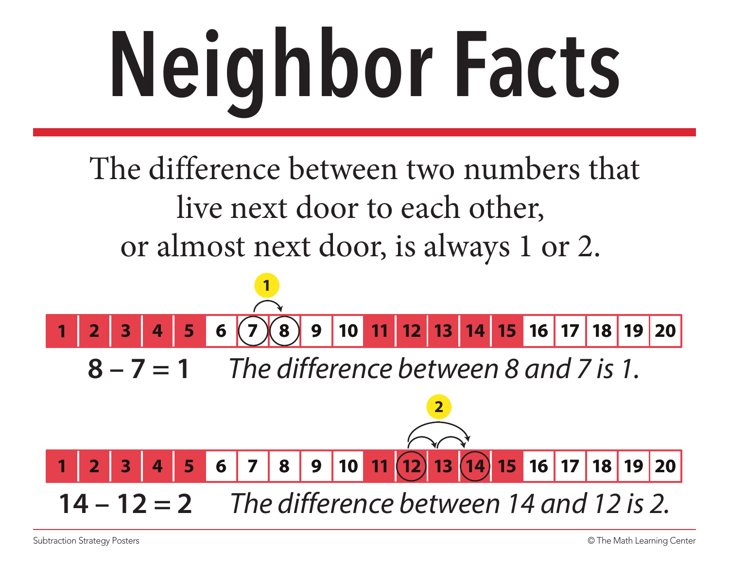# Neighbor Facts

The difference between two numbers that live next door to each other, or almost next door, is always 1 or 2.

| 1 | 2 | 3 | 4 | 5 | 6 | 7 | 8 | 9 | 10 | 11 | 12 | 13 | 14 | 15 | 16 | 17 | 18 | 19 | 20 |
|---|---|---|---|---|---|---|---|---|---|---|---|---|---|---|---|---|---|---|---|

**8 – 7 = 1** *The difference between 8 and 7 is 1.*

| 1 | 2 | 3 | 4 | 5 | 6 | 7 | 8 | 9 | 10 | 11 | 12 | 13 | 14 | 15 | 16 | 17 | 18 | 19 | 20 |
|---|---|---|---|---|---|---|---|---|---|---|---|---|---|---|---|---|---|---|---|

**14 – 12 = 2** *The difference between 14 and 12 is 2.*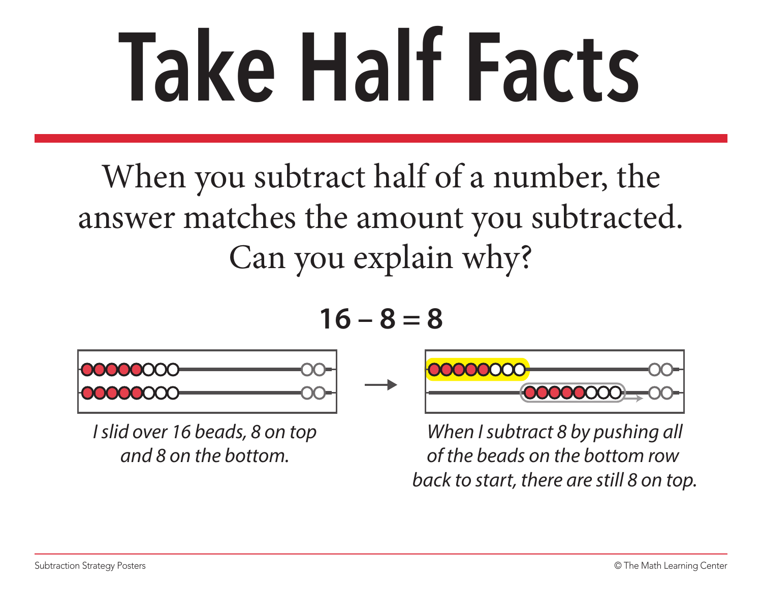# Take Half Facts

When you subtract half of a number, the answer matches the amount you subtracted. Can you explain why?

**16 – 8 = 8**

*I slid over 16 beads, 8 on top and 8 on the bottom.*

*When I subtract 8 by pushing all of the beads on the bottom row back to start, there are still 8 on top.*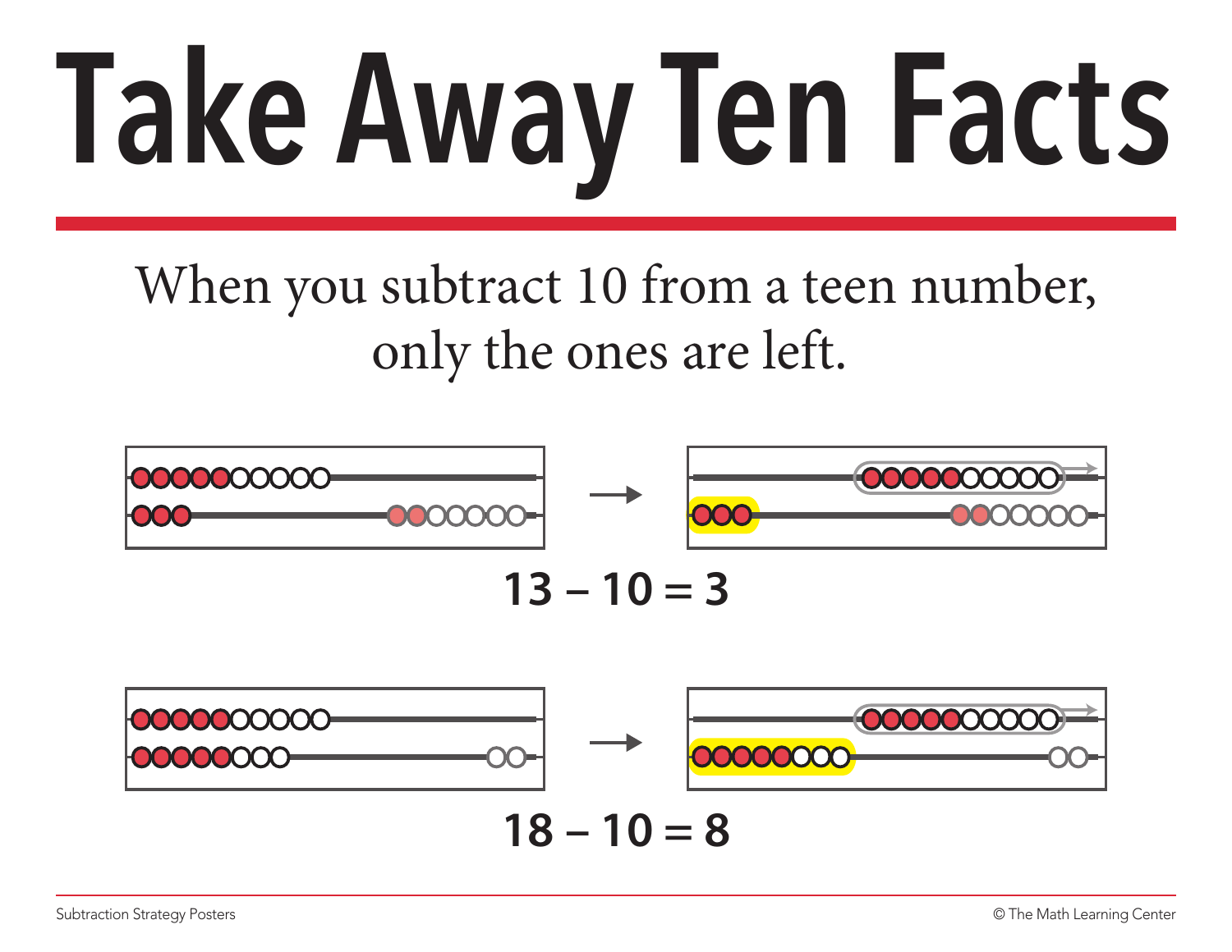# Take Away Ten Facts

When you subtract 10 from a teen number, only the ones are left.

$$13 - 10 = 3$$

$$18 - 10 = 8$$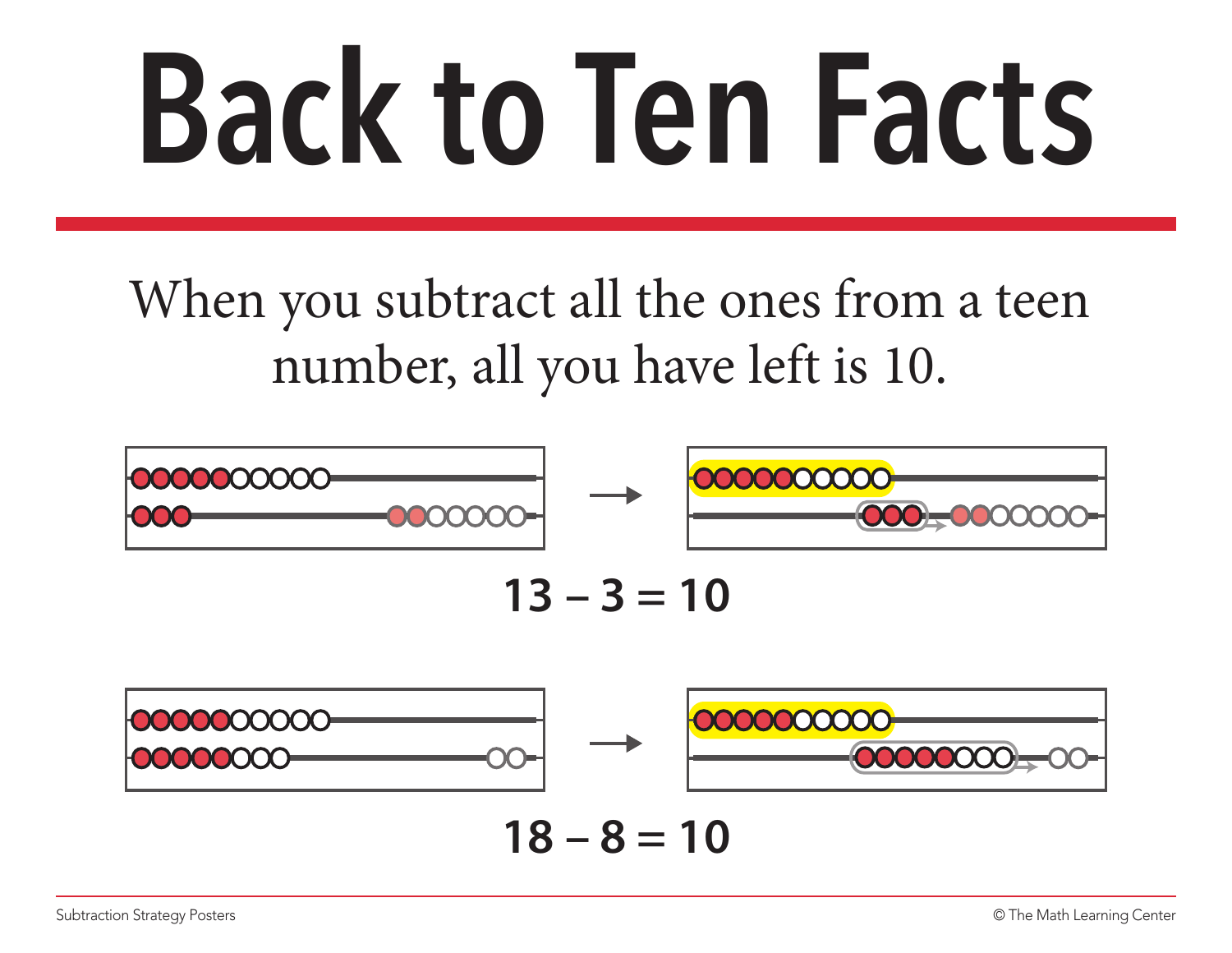# Back to Ten Facts

When you subtract all the ones from a teen number, all you have left is 10.

**13 – 3 = 10**

**18 – 8 = 10**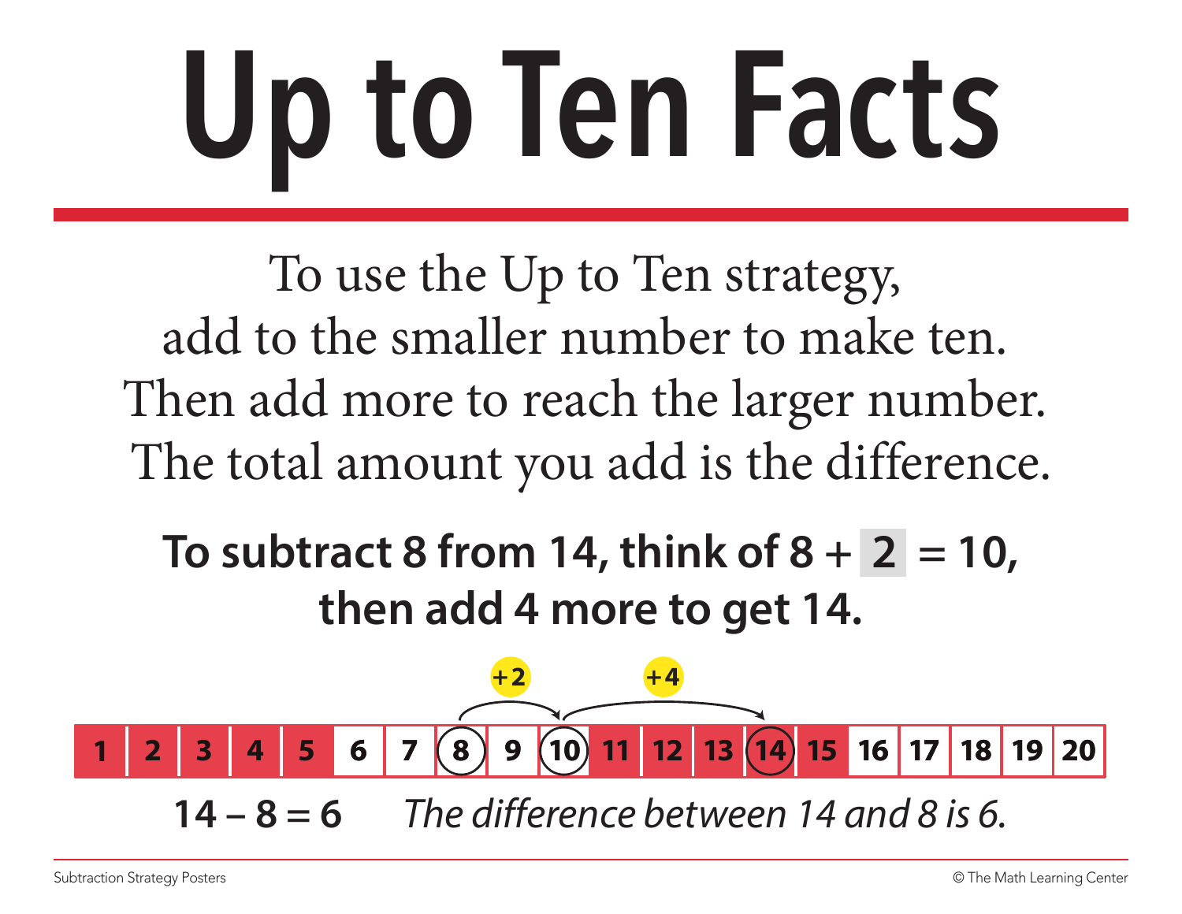# Up to Ten Facts

To use the Up to Ten strategy,
add to the smaller number to make ten.
Then add more to reach the larger number.
The total amount you add is the difference.

**To subtract 8 from 14, think of 8 + 2 = 10,**
**then add 4 more to get 14.**

+2 +4

| 1 | 2 | 3 | 4 | 5 | 6 | 7 | 8 | 9 | 10 | 11 | 12 | 13 | 14 | 15 | 16 | 17 | 18 | 19 | 20 |
|---|---|---|---|---|---|---|---|---|---|---|---|---|---|---|---|---|---|---|---|

**14 – 8 = 6** *The difference between 14 and 8 is 6.*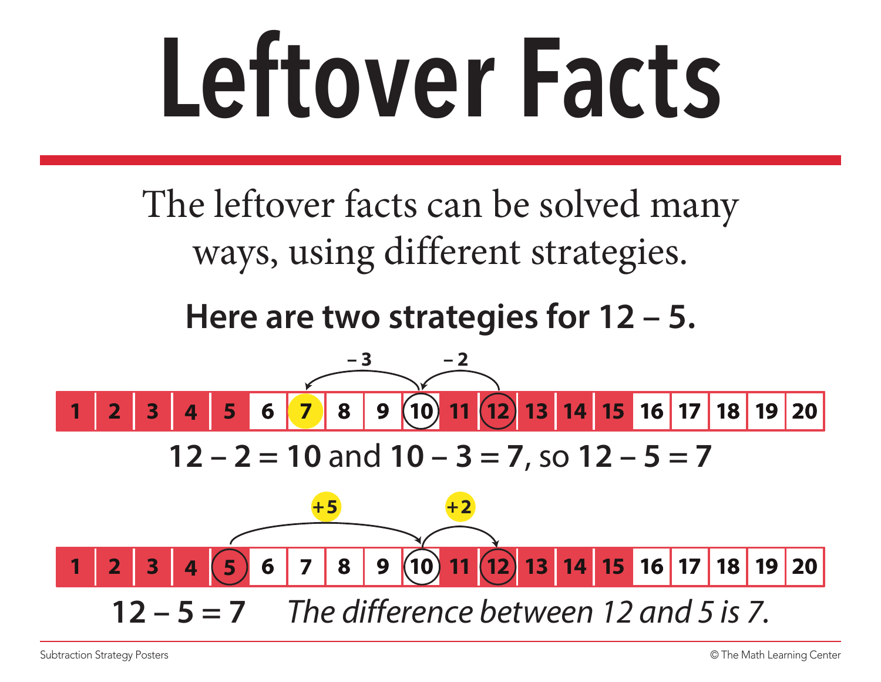# Leftover Facts

The leftover facts can be solved many ways, using different strategies.

**Here are two strategies for 12 – 5.**

– 3 – 2

1 2 3 4 5 6 7 8 9 10 11 12 13 14 15 16 17 18 19 20

**12 – 2 = 10** and **10 – 3 = 7**, so **12 – 5 = 7**

+5 +2

1 2 3 4 5 6 7 8 9 10 11 12 13 14 15 16 17 18 19 20

**12 – 5 = 7** *The difference between 12 and 5 is 7.*

Subtraction Strategy Posters

© The Math Learning Center